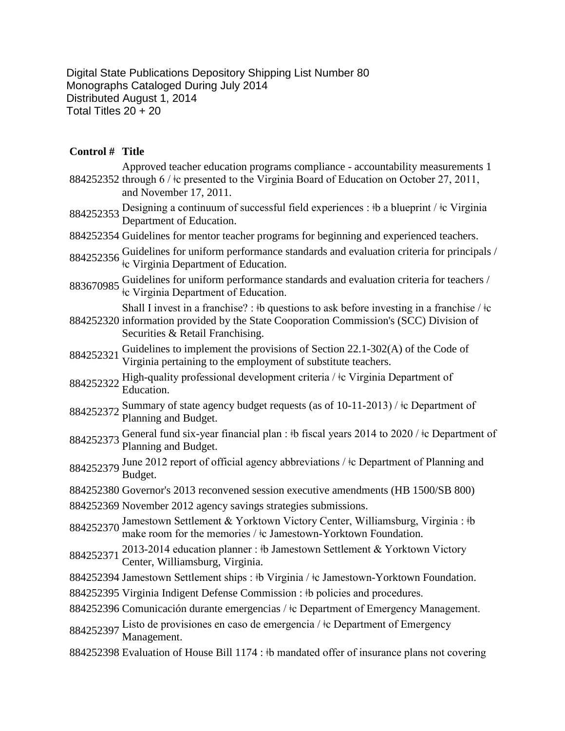Digital State Publications Depository Shipping List Number 80
Monographs Cataloged During July 2014
Distributed August 1, 2014
Total Titles 20 + 20

| Control # | Title |
|---|---|
| 884252352 | Approved teacher education programs compliance - accountability measurements 1 through 6 / ǂc presented to the Virginia Board of Education on October 27, 2011, and November 17, 2011. |
| 884252353 | Designing a continuum of successful field experiences : ǂb a blueprint / ǂc Virginia Department of Education. |
| 884252354 | Guidelines for mentor teacher programs for beginning and experienced teachers. |
| 884252356 | Guidelines for uniform performance standards and evaluation criteria for principals / ǂc Virginia Department of Education. |
| 883670985 | Guidelines for uniform performance standards and evaluation criteria for teachers / ǂc Virginia Department of Education. |
| 884252320 | Shall I invest in a franchise? : ǂb questions to ask before investing in a franchise / ǂc information provided by the State Cooporation Commission's (SCC) Division of Securities & Retail Franchising. |
| 884252321 | Guidelines to implement the provisions of Section 22.1-302(A) of the Code of Virginia pertaining to the employment of substitute teachers. |
| 884252322 | High-quality professional development criteria / ǂc Virginia Department of Education. |
| 884252372 | Summary of state agency budget requests (as of 10-11-2013) / ǂc Department of Planning and Budget. |
| 884252373 | General fund six-year financial plan : ǂb fiscal years 2014 to 2020 / ǂc Department of Planning and Budget. |
| 884252379 | June 2012 report of official agency abbreviations / ǂc Department of Planning and Budget. |
| 884252380 | Governor's 2013 reconvened session executive amendments (HB 1500/SB 800) |
| 884252369 | November 2012 agency savings strategies submissions. |
| 884252370 | Jamestown Settlement & Yorktown Victory Center, Williamsburg, Virginia : ǂb make room for the memories / ǂc Jamestown-Yorktown Foundation. |
| 884252371 | 2013-2014 education planner : ǂb Jamestown Settlement & Yorktown Victory Center, Williamsburg, Virginia. |
| 884252394 | Jamestown Settlement ships : ǂb Virginia / ǂc Jamestown-Yorktown Foundation. |
| 884252395 | Virginia Indigent Defense Commission : ǂb policies and procedures. |
| 884252396 | Comunicación durante emergencias / ǂc Department of Emergency Management. |
| 884252397 | Listo de provisiones en caso de emergencia / ǂc Department of Emergency Management. |
| 884252398 | Evaluation of House Bill 1174 : ǂb mandated offer of insurance plans not covering |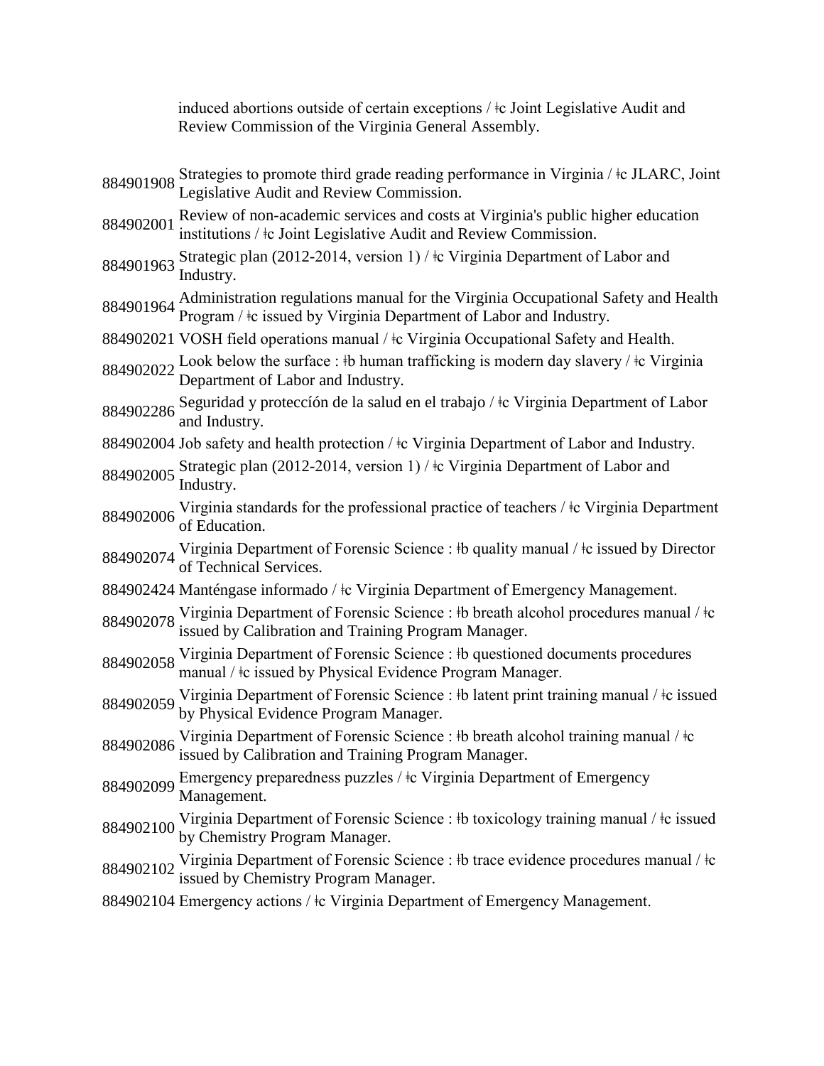induced abortions outside of certain exceptions / ǂc Joint Legislative Audit and Review Commission of the Virginia General Assembly.

| | |
|---|---|
| 884901908 | Strategies to promote third grade reading performance in Virginia / ǂc JLARC, Joint Legislative Audit and Review Commission. |
| 884902001 | Review of non-academic services and costs at Virginia's public higher education institutions / ǂc Joint Legislative Audit and Review Commission. |
| 884901963 | Strategic plan (2012-2014, version 1) / ǂc Virginia Department of Labor and Industry. |
| 884901964 | Administration regulations manual for the Virginia Occupational Safety and Health Program / ǂc issued by Virginia Department of Labor and Industry. |
| 884902021 | VOSH field operations manual / ǂc Virginia Occupational Safety and Health. |
| 884902022 | Look below the surface : ǂb human trafficking is modern day slavery / ǂc Virginia Department of Labor and Industry. |
| 884902286 | Seguridad y proteccíón de la salud en el trabajo / ǂc Virginia Department of Labor and Industry. |
| 884902004 | Job safety and health protection / ǂc Virginia Department of Labor and Industry. |
| 884902005 | Strategic plan (2012-2014, version 1) / ǂc Virginia Department of Labor and Industry. |
| 884902006 | Virginia standards for the professional practice of teachers / ǂc Virginia Department of Education. |
| 884902074 | Virginia Department of Forensic Science : ǂb quality manual / ǂc issued by Director of Technical Services. |
| 884902424 | Manténgase informado / ǂc Virginia Department of Emergency Management. |
| 884902078 | Virginia Department of Forensic Science : ǂb breath alcohol procedures manual / ǂc issued by Calibration and Training Program Manager. |
| 884902058 | Virginia Department of Forensic Science : ǂb questioned documents procedures manual / ǂc issued by Physical Evidence Program Manager. |
| 884902059 | Virginia Department of Forensic Science : ǂb latent print training manual / ǂc issued by Physical Evidence Program Manager. |
| 884902086 | Virginia Department of Forensic Science : ǂb breath alcohol training manual / ǂc issued by Calibration and Training Program Manager. |
| 884902099 | Emergency preparedness puzzles / ǂc Virginia Department of Emergency Management. |
| 884902100 | Virginia Department of Forensic Science : ǂb toxicology training manual / ǂc issued by Chemistry Program Manager. |
| 884902102 | Virginia Department of Forensic Science : ǂb trace evidence procedures manual / ǂc issued by Chemistry Program Manager. |
| 884902104 | Emergency actions / ǂc Virginia Department of Emergency Management. |